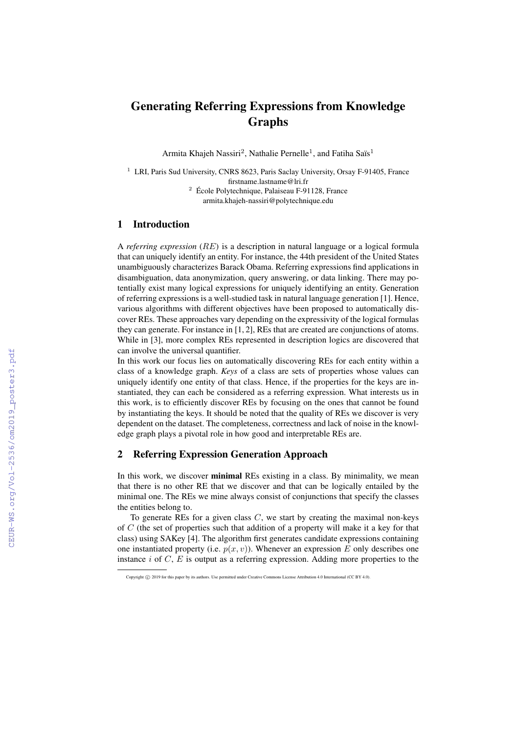# Generating Referring Expressions from Knowledge Graphs

Armita Khajeh Nassiri[2], Nathalie Pernelle[1], and Fatiha Saïs[1]

[1] LRI, Paris Sud University, CNRS 8623, Paris Saclay University, Orsay F-91405, France
firstname.lastname@lri.fr
[2] École Polytechnique, Palaiseau F-91128, France
armita.khajeh-nassiri@polytechnique.edu

## 1 Introduction

A *referring expression* ($RE$) is a description in natural language or a logical formula that can uniquely identify an entity. For instance, the 44th president of the United States unambiguously characterizes Barack Obama. Referring expressions find applications in disambiguation, data anonymization, query answering, or data linking. There may potentially exist many logical expressions for uniquely identifying an entity. Generation of referring expressions is a well-studied task in natural language generation [1]. Hence, various algorithms with different objectives have been proposed to automatically discover REs. These approaches vary depending on the expressivity of the logical formulas they can generate. For instance in [1, 2], REs that are created are conjunctions of atoms. While in [3], more complex REs represented in description logics are discovered that can involve the universal quantifier.

In this work our focus lies on automatically discovering REs for each entity within a class of a knowledge graph. *Keys* of a class are sets of properties whose values can uniquely identify one entity of that class. Hence, if the properties for the keys are instantiated, they can each be considered as a referring expression. What interests us in this work, is to efficiently discover REs by focusing on the ones that cannot be found by instantiating the keys. It should be noted that the quality of REs we discover is very dependent on the dataset. The completeness, correctness and lack of noise in the knowledge graph plays a pivotal role in how good and interpretable REs are.

## 2 Referring Expression Generation Approach

In this work, we discover **minimal** REs existing in a class. By minimality, we mean that there is no other RE that we discover and that can be logically entailed by the minimal one. The REs we mine always consist of conjunctions that specify the classes the entities belong to.

To generate REs for a given class $C$, we start by creating the maximal non-keys of $C$ (the set of properties such that addition of a property will make it a key for that class) using SAKey [4]. The algorithm first generates candidate expressions containing one instantiated property (i.e. $p(x, v)$). Whenever an expression $E$ only describes one instance $i$ of $C$, $E$ is output as a referring expression. Adding more properties to the

Copyright © 2019 for this paper by its authors. Use permitted under Creative Commons License Attribution 4.0 International (CC BY 4.0).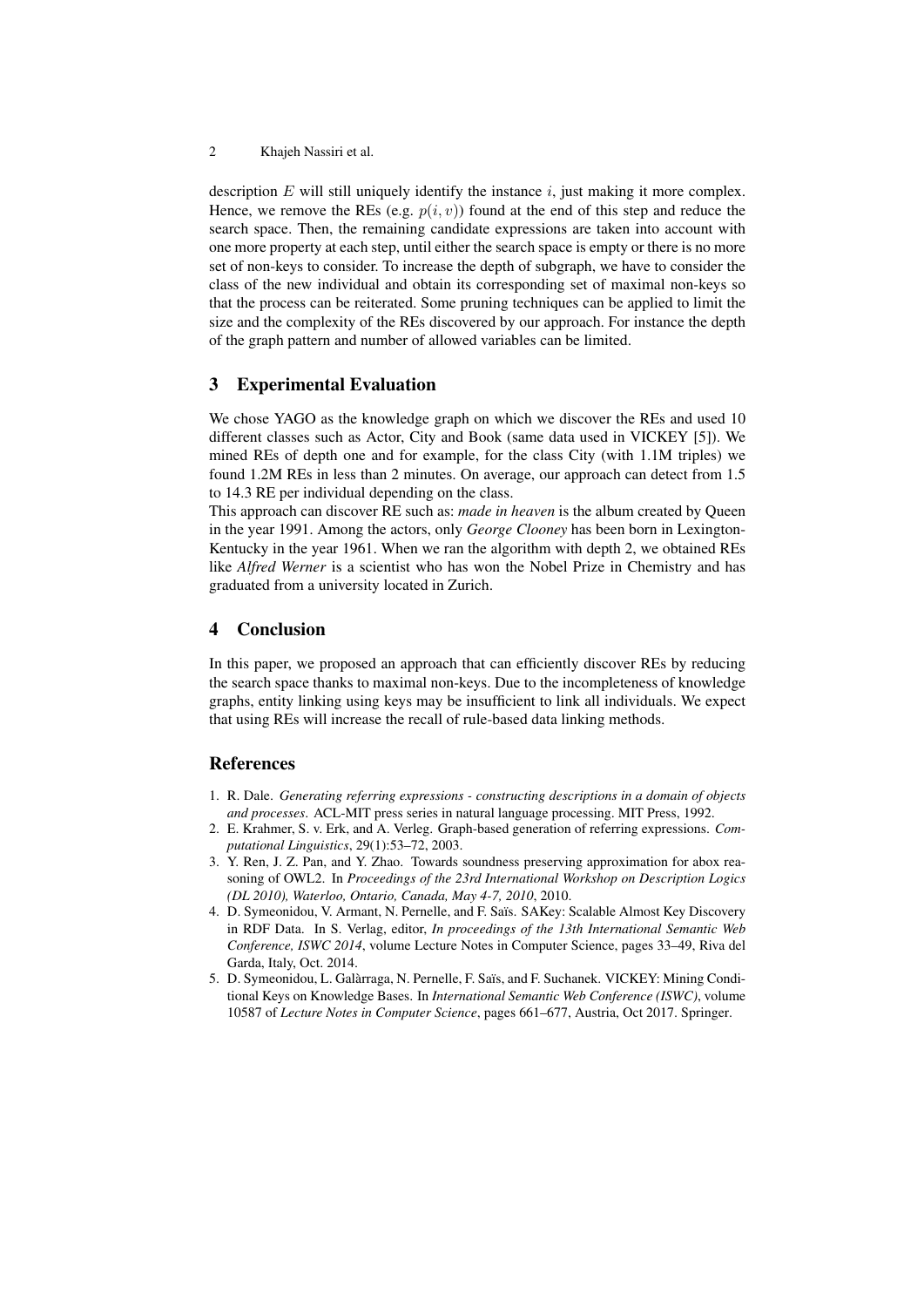description $E$ will still uniquely identify the instance $i$, just making it more complex. Hence, we remove the REs (e.g. $p(i, v)$) found at the end of this step and reduce the search space. Then, the remaining candidate expressions are taken into account with one more property at each step, until either the search space is empty or there is no more set of non-keys to consider. To increase the depth of subgraph, we have to consider the class of the new individual and obtain its corresponding set of maximal non-keys so that the process can be reiterated. Some pruning techniques can be applied to limit the size and the complexity of the REs discovered by our approach. For instance the depth of the graph pattern and number of allowed variables can be limited.

## 3 Experimental Evaluation

We chose YAGO as the knowledge graph on which we discover the REs and used 10 different classes such as Actor, City and Book (same data used in VICKEY [5]). We mined REs of depth one and for example, for the class City (with 1.1M triples) we found 1.2M REs in less than 2 minutes. On average, our approach can detect from 1.5 to 14.3 RE per individual depending on the class.

This approach can discover RE such as: *made in heaven* is the album created by Queen in the year 1991. Among the actors, only *George Clooney* has been born in Lexington-Kentucky in the year 1961. When we ran the algorithm with depth 2, we obtained REs like *Alfred Werner* is a scientist who has won the Nobel Prize in Chemistry and has graduated from a university located in Zurich.

## 4 Conclusion

In this paper, we proposed an approach that can efficiently discover REs by reducing the search space thanks to maximal non-keys. Due to the incompleteness of knowledge graphs, entity linking using keys may be insufficient to link all individuals. We expect that using REs will increase the recall of rule-based data linking methods.

## References

1. R. Dale. *Generating referring expressions - constructing descriptions in a domain of objects and processes*. ACL-MIT press series in natural language processing. MIT Press, 1992.
2. E. Krahmer, S. v. Erk, and A. Verleg. Graph-based generation of referring expressions. *Computational Linguistics*, 29(1):53–72, 2003.
3. Y. Ren, J. Z. Pan, and Y. Zhao. Towards soundness preserving approximation for abox reasoning of OWL2. In *Proceedings of the 23rd International Workshop on Description Logics (DL 2010), Waterloo, Ontario, Canada, May 4-7, 2010*, 2010.
4. D. Symeonidou, V. Armant, N. Pernelle, and F. Saïs. SAKey: Scalable Almost Key Discovery in RDF Data. In S. Verlag, editor, *In proceedings of the 13th International Semantic Web Conference, ISWC 2014*, volume Lecture Notes in Computer Science, pages 33–49, Riva del Garda, Italy, Oct. 2014.
5. D. Symeonidou, L. Galàrraga, N. Pernelle, F. Saïs, and F. Suchanek. VICKEY: Mining Conditional Keys on Knowledge Bases. In *International Semantic Web Conference (ISWC)*, volume 10587 of *Lecture Notes in Computer Science*, pages 661–677, Austria, Oct 2017. Springer.